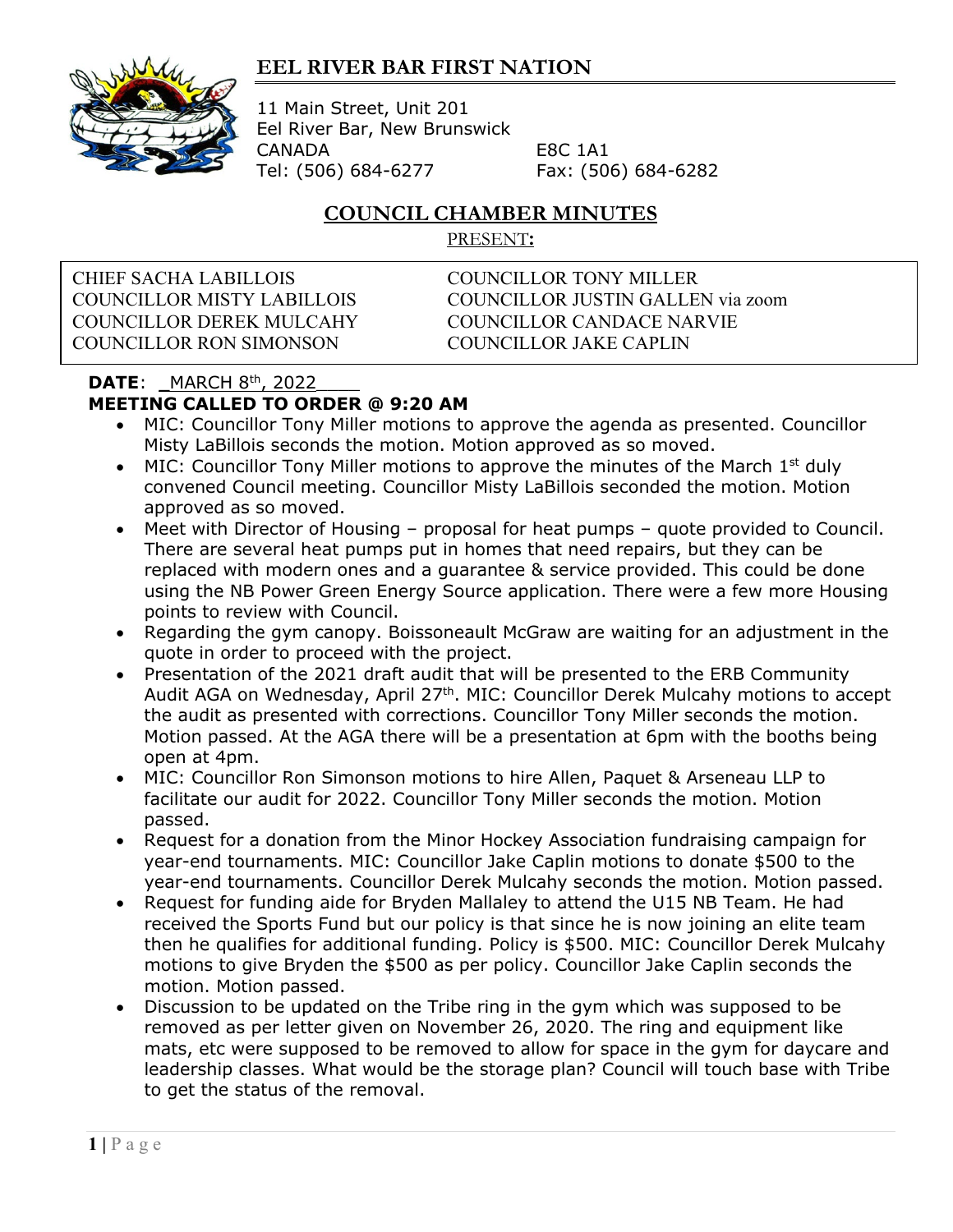# EEL RIVER BAR FIRST NATION

11 Main Street, Unit 201
Eel River Bar, New Brunswick
CANADA E8C 1A1
Tel: (506) 684-6277 Fax: (506) 684-6282

## COUNCIL CHAMBER MINUTES

PRESENT:

| | |
|---|---|
| CHIEF SACHA LABILLOIS | COUNCILLOR TONY MILLER |
| COUNCILLOR MISTY LABILLOIS | COUNCILLOR JUSTIN GALLEN via zoom |
| COUNCILLOR DEREK MULCAHY | COUNCILLOR CANDACE NARVIE |
| COUNCILLOR RON SIMONSON | COUNCILLOR JAKE CAPLIN |

**DATE**: _MARCH 8th, 2022____

**MEETING CALLED TO ORDER @ 9:20 AM**

- MIC: Councillor Tony Miller motions to approve the agenda as presented. Councillor Misty LaBillois seconds the motion. Motion approved as so moved.
- MIC: Councillor Tony Miller motions to approve the minutes of the March 1st duly convened Council meeting. Councillor Misty LaBillois seconded the motion. Motion approved as so moved.
- Meet with Director of Housing – proposal for heat pumps – quote provided to Council. There are several heat pumps put in homes that need repairs, but they can be replaced with modern ones and a guarantee & service provided. This could be done using the NB Power Green Energy Source application. There were a few more Housing points to review with Council.
- Regarding the gym canopy. Boissoneault McGraw are waiting for an adjustment in the quote in order to proceed with the project.
- Presentation of the 2021 draft audit that will be presented to the ERB Community Audit AGA on Wednesday, April 27th. MIC: Councillor Derek Mulcahy motions to accept the audit as presented with corrections. Councillor Tony Miller seconds the motion. Motion passed. At the AGA there will be a presentation at 6pm with the booths being open at 4pm.
- MIC: Councillor Ron Simonson motions to hire Allen, Paquet & Arseneau LLP to facilitate our audit for 2022. Councillor Tony Miller seconds the motion. Motion passed.
- Request for a donation from the Minor Hockey Association fundraising campaign for year-end tournaments. MIC: Councillor Jake Caplin motions to donate $500 to the year-end tournaments. Councillor Derek Mulcahy seconds the motion. Motion passed.
- Request for funding aide for Bryden Mallaley to attend the U15 NB Team. He had received the Sports Fund but our policy is that since he is now joining an elite team then he qualifies for additional funding. Policy is $500. MIC: Councillor Derek Mulcahy motions to give Bryden the $500 as per policy. Councillor Jake Caplin seconds the motion. Motion passed.
- Discussion to be updated on the Tribe ring in the gym which was supposed to be removed as per letter given on November 26, 2020. The ring and equipment like mats, etc were supposed to be removed to allow for space in the gym for daycare and leadership classes. What would be the storage plan? Council will touch base with Tribe to get the status of the removal.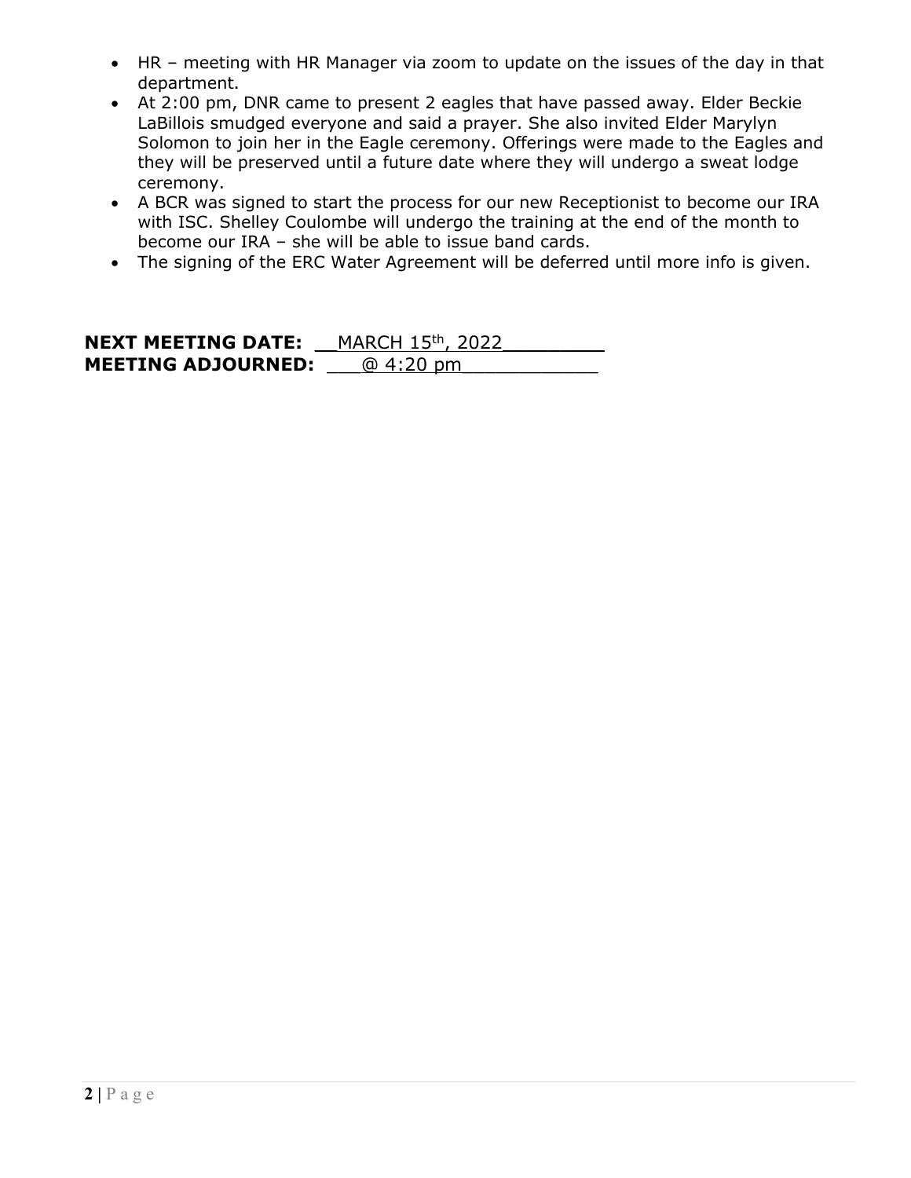- HR – meeting with HR Manager via zoom to update on the issues of the day in that department.
- At 2:00 pm, DNR came to present 2 eagles that have passed away. Elder Beckie LaBillois smudged everyone and said a prayer. She also invited Elder Marylyn Solomon to join her in the Eagle ceremony. Offerings were made to the Eagles and they will be preserved until a future date where they will undergo a sweat lodge ceremony.
- A BCR was signed to start the process for our new Receptionist to become our IRA with ISC. Shelley Coulombe will undergo the training at the end of the month to become our IRA – she will be able to issue band cards.
- The signing of the ERC Water Agreement will be deferred until more info is given.

**NEXT MEETING DATE:** MARCH 15th, 2022

**MEETING ADJOURNED:** @ 4:20 pm